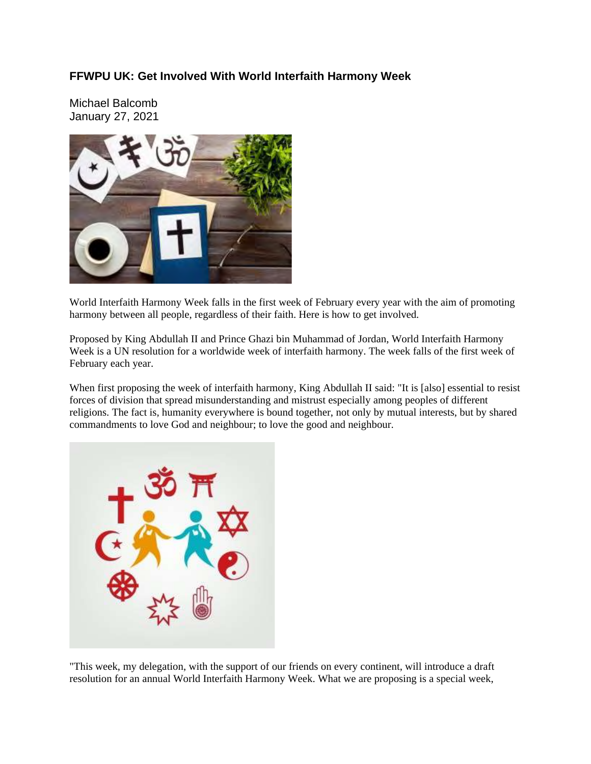## FFWPU UK: Get Involved With World Interfaith Harmony Week

Michael Balcomb
January 27, 2021

World Interfaith Harmony Week falls in the first week of February every year with the aim of promoting harmony between all people, regardless of their faith. Here is how to get involved.

Proposed by King Abdullah II and Prince Ghazi bin Muhammad of Jordan, World Interfaith Harmony Week is a UN resolution for a worldwide week of interfaith harmony. The week falls of the first week of February each year.

When first proposing the week of interfaith harmony, King Abdullah II said: "It is [also] essential to resist forces of division that spread misunderstanding and mistrust especially among peoples of different religions. The fact is, humanity everywhere is bound together, not only by mutual interests, but by shared commandments to love God and neighbour; to love the good and neighbour.

"This week, my delegation, with the support of our friends on every continent, will introduce a draft resolution for an annual World Interfaith Harmony Week. What we are proposing is a special week,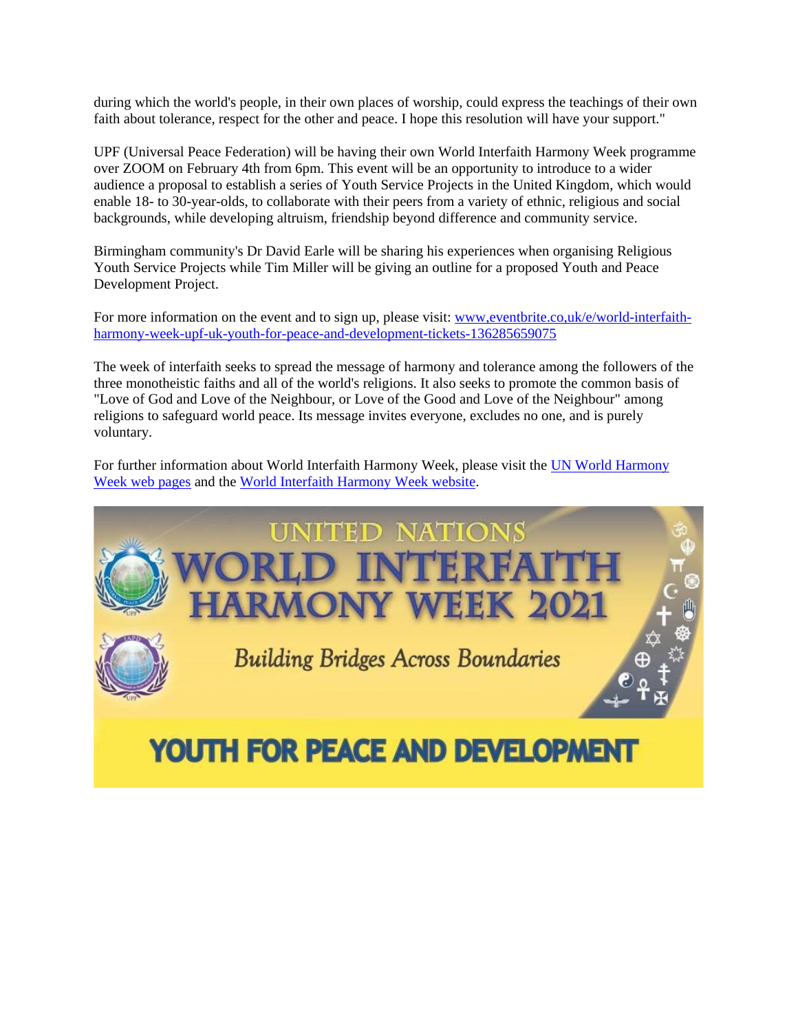during which the world's people, in their own places of worship, could express the teachings of their own faith about tolerance, respect for the other and peace. I hope this resolution will have your support."

UPF (Universal Peace Federation) will be having their own World Interfaith Harmony Week programme over ZOOM on February 4th from 6pm. This event will be an opportunity to introduce to a wider audience a proposal to establish a series of Youth Service Projects in the United Kingdom, which would enable 18- to 30-year-olds, to collaborate with their peers from a variety of ethnic, religious and social backgrounds, while developing altruism, friendship beyond difference and community service.

Birmingham community's Dr David Earle will be sharing his experiences when organising Religious Youth Service Projects while Tim Miller will be giving an outline for a proposed Youth and Peace Development Project.

For more information on the event and to sign up, please visit: [www,eventbrite.co,uk/e/world-interfaith-harmony-week-upf-uk-youth-for-peace-and-development-tickets-136285659075](www,eventbrite.co,uk/e/world-interfaith-harmony-week-upf-uk-youth-for-peace-and-development-tickets-136285659075)

The week of interfaith seeks to spread the message of harmony and tolerance among the followers of the three monotheistic faiths and all of the world's religions. It also seeks to promote the common basis of "Love of God and Love of the Neighbour, or Love of the Good and Love of the Neighbour" among religions to safeguard world peace. Its message invites everyone, excludes no one, and is purely voluntary.

For further information about World Interfaith Harmony Week, please visit the UN World Harmony Week web pages and the World Interfaith Harmony Week website.

UNITED NATIONS

WORLD INTERFAITH HARMONY WEEK 2021

Building Bridges Across Boundaries

YOUTH FOR PEACE AND DEVELOPMENT